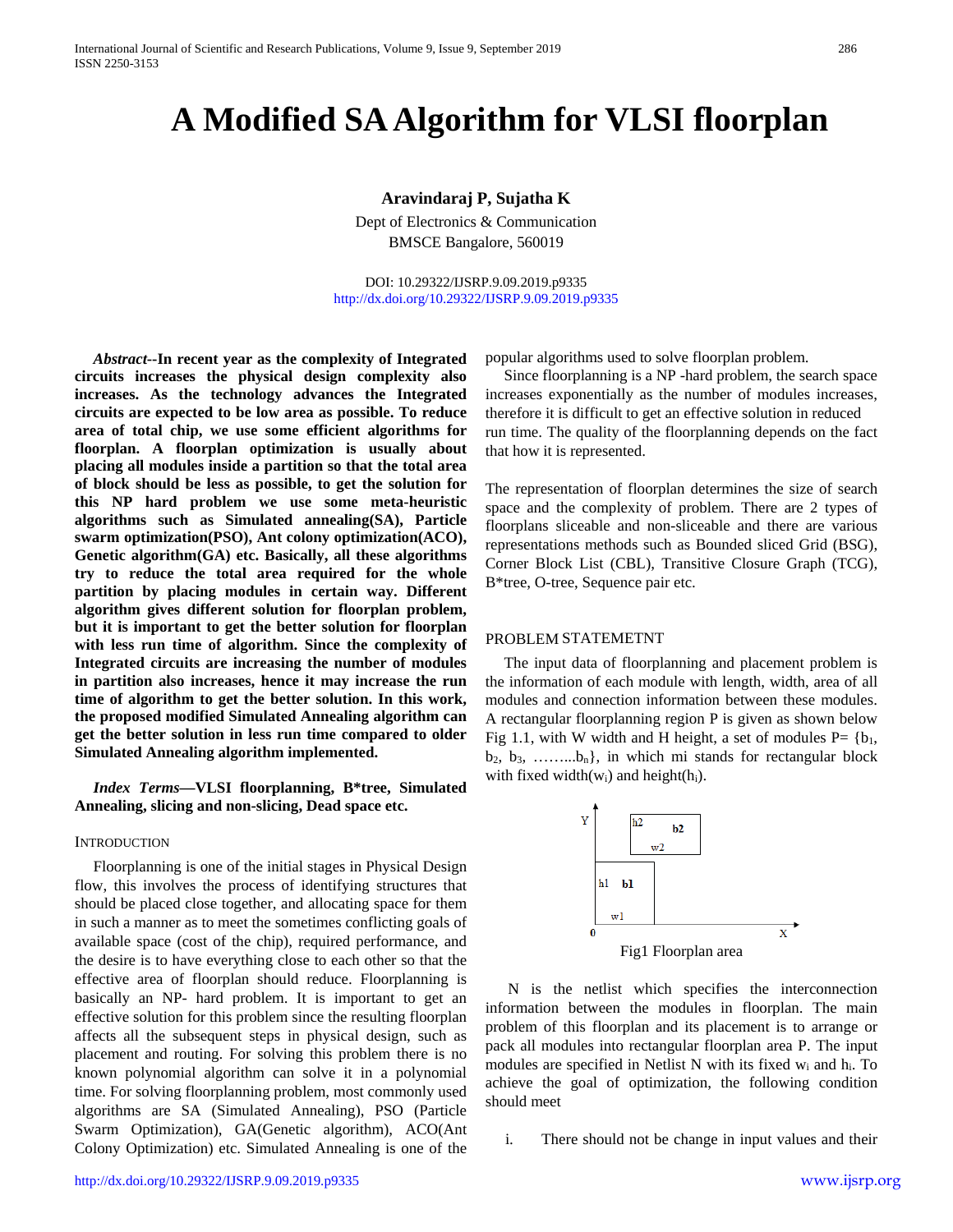# A Modified SA Algorithm for VLSI floorplan

**Aravindaraj P, Sujatha K**

Dept of Electronics & Communication
BMSCE Bangalore, 560019

DOI: 10.29322/IJSRP.9.09.2019.p9335
http://dx.doi.org/10.29322/IJSRP.9.09.2019.p9335

***Abstract*--In recent year as the complexity of Integrated circuits increases the physical design complexity also increases. As the technology advances the Integrated circuits are expected to be low area as possible. To reduce area of total chip, we use some efficient algorithms for floorplan. A floorplan optimization is usually about placing all modules inside a partition so that the total area of block should be less as possible, to get the solution for this NP hard problem we use some meta-heuristic algorithms such as Simulated annealing(SA), Particle swarm optimization(PSO), Ant colony optimization(ACO), Genetic algorithm(GA) etc. Basically, all these algorithms try to reduce the total area required for the whole partition by placing modules in certain way. Different algorithm gives different solution for floorplan problem, but it is important to get the better solution for floorplan with less run time of algorithm. Since the complexity of Integrated circuits are increasing the number of modules in partition also increases, hence it may increase the run time of algorithm to get the better solution. In this work, the proposed modified Simulated Annealing algorithm can get the better solution in less run time compared to older Simulated Annealing algorithm implemented.**

***Index Terms*—VLSI floorplanning, B\*tree, Simulated Annealing, slicing and non-slicing, Dead space etc.**

## INTRODUCTION

Floorplanning is one of the initial stages in Physical Design flow, this involves the process of identifying structures that should be placed close together, and allocating space for them in such a manner as to meet the sometimes conflicting goals of available space (cost of the chip), required performance, and the desire is to have everything close to each other so that the effective area of floorplan should reduce. Floorplanning is basically an NP- hard problem. It is important to get an effective solution for this problem since the resulting floorplan affects all the subsequent steps in physical design, such as placement and routing. For solving this problem there is no known polynomial algorithm can solve it in a polynomial time. For solving floorplanning problem, most commonly used algorithms are SA (Simulated Annealing), PSO (Particle Swarm Optimization), GA(Genetic algorithm), ACO(Ant Colony Optimization) etc. Simulated Annealing is one of the popular algorithms used to solve floorplan problem.

Since floorplanning is a NP -hard problem, the search space increases exponentially as the number of modules increases, therefore it is difficult to get an effective solution in reduced run time. The quality of the floorplanning depends on the fact that how it is represented.

The representation of floorplan determines the size of search space and the complexity of problem. There are 2 types of floorplans sliceable and non-sliceable and there are various representations methods such as Bounded sliced Grid (BSG), Corner Block List (CBL), Transitive Closure Graph (TCG), B\*tree, O-tree, Sequence pair etc.

## PROBLEM STATEMETNT

The input data of floorplanning and placement problem is the information of each module with length, width, area of all modules and connection information between these modules. A rectangular floorplanning region P is given as shown below Fig 1.1, with W width and H height, a set of modules P= {$b_1$, $b_2$, $b_3$, ……...$b_n$}, in which mi stands for rectangular block with fixed width($w_i$) and height($h_i$).

Fig1 Floorplan area

N is the netlist which specifies the interconnection information between the modules in floorplan. The main problem of this floorplan and its placement is to arrange or pack all modules into rectangular floorplan area P. The input modules are specified in Netlist N with its fixed $w_i$ and $h_i$. To achieve the goal of optimization, the following condition should meet

i. There should not be change in input values and their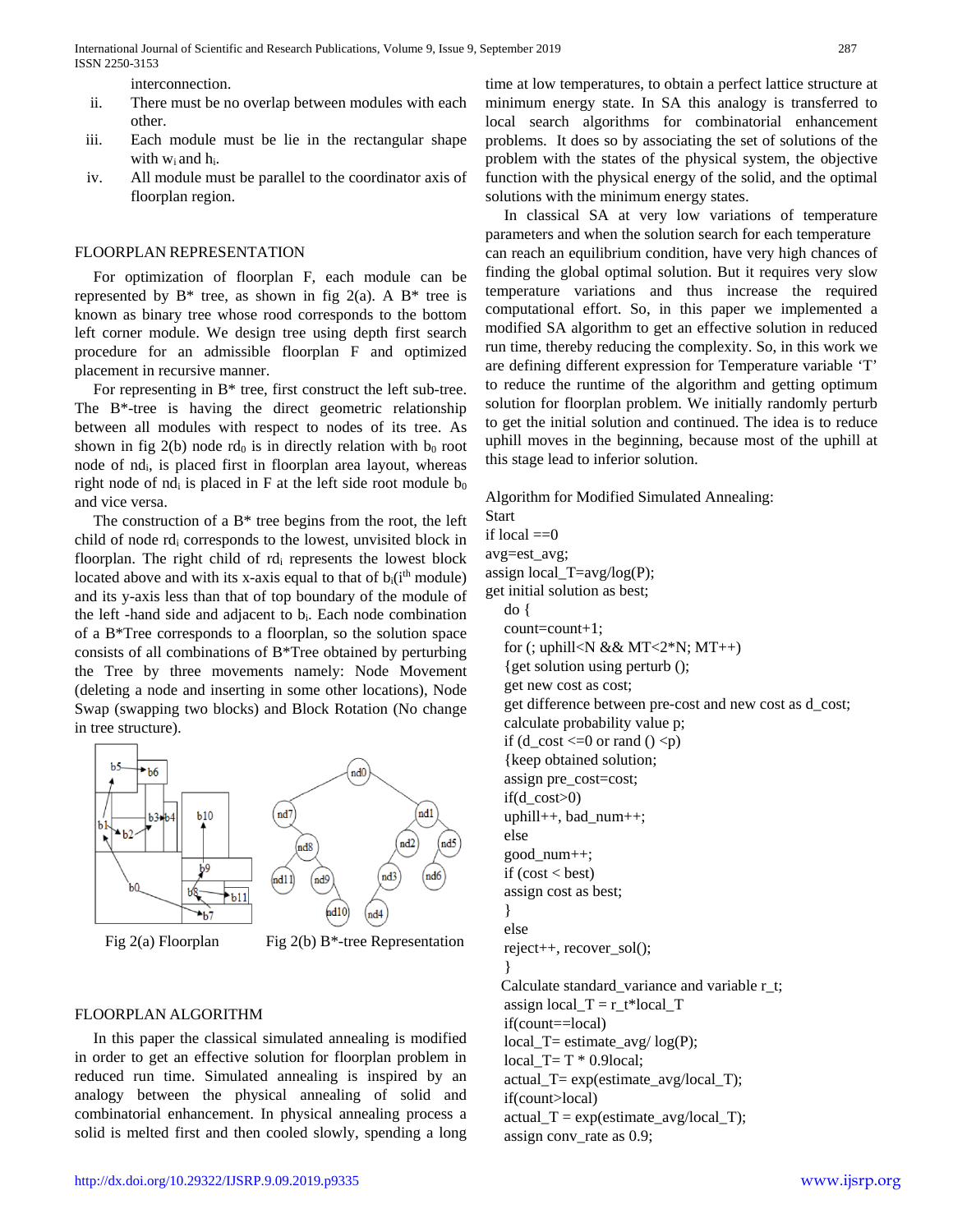interconnection.

ii. There must be no overlap between modules with each other.

iii. Each module must be lie in the rectangular shape with $w_i$ and $h_i$.

iv. All module must be parallel to the coordinator axis of floorplan region.

## FLOORPLAN REPRESENTATION

For optimization of floorplan F, each module can be represented by B* tree, as shown in fig 2(a). A B* tree is known as binary tree whose rood corresponds to the bottom left corner module. We design tree using depth first search procedure for an admissible floorplan F and optimized placement in recursive manner.

For representing in B* tree, first construct the left sub-tree. The B*-tree is having the direct geometric relationship between all modules with respect to nodes of its tree. As shown in fig 2(b) node $rd_0$ is in directly relation with $b_0$ root node of $nd_i$, is placed first in floorplan area layout, whereas right node of $nd_i$ is placed in F at the left side root module $b_0$ and vice versa.

The construction of a B* tree begins from the root, the left child of node $rd_i$ corresponds to the lowest, unvisited block in floorplan. The right child of $rd_i$ represents the lowest block located above and with its x-axis equal to that of $b_i$($i^{th}$ module) and its y-axis less than that of top boundary of the module of the left -hand side and adjacent to $b_i$. Each node combination of a B*Tree corresponds to a floorplan, so the solution space consists of all combinations of B*Tree obtained by perturbing the Tree by three movements namely: Node Movement (deleting a node and inserting in some other locations), Node Swap (swapping two blocks) and Block Rotation (No change in tree structure).

Fig 2(a) Floorplan Fig 2(b) B*-tree Representation

## FLOORPLAN ALGORITHM

In this paper the classical simulated annealing is modified in order to get an effective solution for floorplan problem in reduced run time. Simulated annealing is inspired by an analogy between the physical annealing of solid and combinatorial enhancement. In physical annealing process a solid is melted first and then cooled slowly, spending a long time at low temperatures, to obtain a perfect lattice structure at minimum energy state. In SA this analogy is transferred to local search algorithms for combinatorial enhancement problems. It does so by associating the set of solutions of the problem with the states of the physical system, the objective function with the physical energy of the solid, and the optimal solutions with the minimum energy states.

In classical SA at very low variations of temperature parameters and when the solution search for each temperature can reach an equilibrium condition, have very high chances of finding the global optimal solution. But it requires very slow temperature variations and thus increase the required computational effort. So, in this paper we implemented a modified SA algorithm to get an effective solution in reduced run time, thereby reducing the complexity. So, in this work we are defining different expression for Temperature variable 'T' to reduce the runtime of the algorithm and getting optimum solution for floorplan problem. We initially randomly perturb to get the initial solution and continued. The idea is to reduce uphill moves in the beginning, because most of the uphill at this stage lead to inferior solution.

Algorithm for Modified Simulated Annealing:

```
Start
if local ==0
avg=est_avg;
assign local_T=avg/log(P);
get initial solution as best;
   do {
   count=count+1;
   for (; uphill<N && MT<2*N; MT++)
   {get solution using perturb ();
   get new cost as cost;
   get difference between pre-cost and new cost as d_cost;
   calculate probability value p;
   if (d_cost <=0 or rand () <p)
   {keep obtained solution;
   assign pre_cost=cost;
   if(d_cost>0)
   uphill++, bad_num++;
   else
   good_num++;
   if (cost < best)
   assign cost as best;
   }
   else
   reject++, recover_sol();
   }
  Calculate standard_variance and variable r_t;
   assign local_T = r_t*local_T
   if(count==local)
   local_T= estimate_avg/ log(P);
   local_T= T * 0.9local;
   actual_T= exp(estimate_avg/local_T);
   if(count>local)
   actual_T = exp(estimate_avg/local_T);
   assign conv_rate as 0.9;
```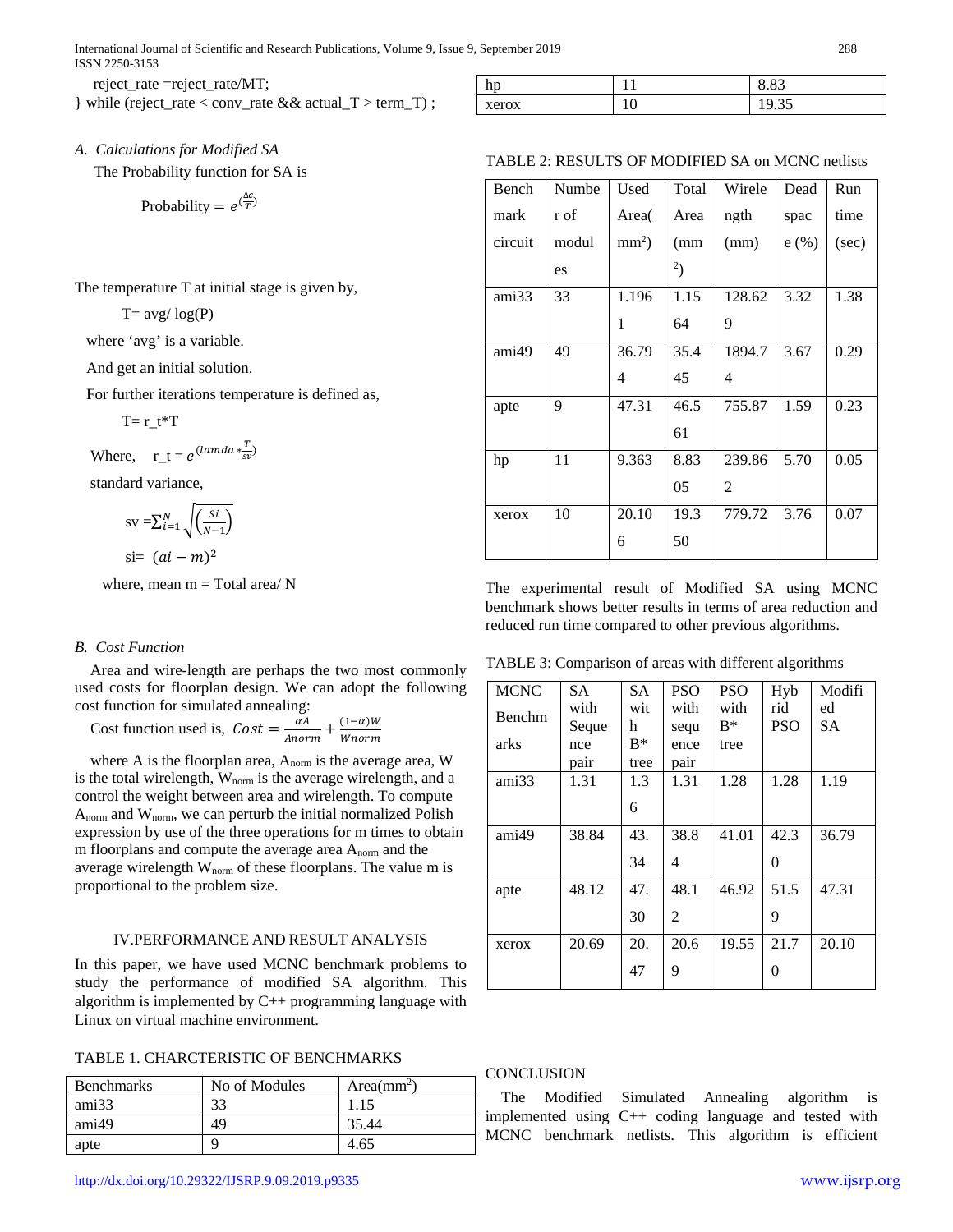reject_rate =reject_rate/MT;

} while (reject_rate < conv_rate && actual_T > term_T) ;

### A. *Calculations for Modified SA*

The Probability function for SA is

$$\text{Probability} = e^{(\frac{\Delta c}{T})}$$

The temperature T at initial stage is given by,

T= avg/ log(P)

where 'avg' is a variable.

And get an initial solution.

For further iterations temperature is defined as,

T= r_t*T

Where, $r\_t = e^{(lamda * \frac{T}{sv})}$

standard variance,

$$sv = \sum_{i=1}^{N} \sqrt{\left(\frac{Si}{N-1}\right)}$$

$$si = (ai - m)^2$$

where, mean m = Total area/ N

### B. *Cost Function*

Area and wire-length are perhaps the two most commonly used costs for floorplan design. We can adopt the following cost function for simulated annealing:

Cost function used is, $Cost = \frac{\alpha A}{Anorm} + \frac{(1-\alpha)W}{Wnorm}$

where A is the floorplan area, $A_{norm}$ is the average area, W is the total wirelength, $W_{norm}$ is the average wirelength, and a control the weight between area and wirelength. To compute $A_{norm}$ and $W_{norm}$, we can perturb the initial normalized Polish expression by use of the three operations for m times to obtain m floorplans and compute the average area $A_{norm}$ and the average wirelength $W_{norm}$ of these floorplans. The value m is proportional to the problem size.

## IV.PERFORMANCE AND RESULT ANALYSIS

In this paper, we have used MCNC benchmark problems to study the performance of modified SA algorithm. This algorithm is implemented by C++ programming language with Linux on virtual machine environment.

TABLE 1. CHARCTERISTIC OF BENCHMARKS

| Benchmarks | No of Modules | Area($mm^2$) |
|---|---|---|
| ami33 | 33 | 1.15 |
| ami49 | 49 | 35.44 |
| apte | 9 | 4.65 |
| hp | 11 | 8.83 |
| xerox | 10 | 19.35 |

TABLE 2: RESULTS OF MODIFIED SA on MCNC netlists

| Bench mark circuit | Number of modules | Used Area( $mm^2$) | Total Area ($mm^2$) | Wirelength (mm) | Dead space (%) | Run time (sec) |
|---|---|---|---|---|---|---|
| ami33 | 33 | 1.1961 | 1.1564 | 128.629 | 3.32 | 1.38 |
| ami49 | 49 | 36.794 | 35.445 | 1894.74 | 3.67 | 0.29 |
| apte | 9 | 47.31 | 46.561 | 755.87 | 1.59 | 0.23 |
| hp | 11 | 9.363 | 8.8305 | 239.862 | 5.70 | 0.05 |
| xerox | 10 | 20.106 | 19.350 | 779.72 | 3.76 | 0.07 |

The experimental result of Modified SA using MCNC benchmark shows better results in terms of area reduction and reduced run time compared to other previous algorithms.

TABLE 3: Comparison of areas with different algorithms

| MCNC Benchmarks | SA with Sequence pair | SA with B* tree | PSO with sequence pair | PSO with B* tree | Hybrid PSO | Modified SA |
|---|---|---|---|---|---|---|
| ami33 | 1.31 | 1.36 | 1.31 | 1.28 | 1.28 | 1.19 |
| ami49 | 38.84 | 43.34 | 38.84 | 41.01 | 42.30 | 36.79 |
| apte | 48.12 | 47.30 | 48.12 | 46.92 | 51.59 | 47.31 |
| xerox | 20.69 | 20.47 | 20.69 | 19.55 | 21.70 | 20.10 |

## CONCLUSION

The Modified Simulated Annealing algorithm is implemented using C++ coding language and tested with MCNC benchmark netlists. This algorithm is efficient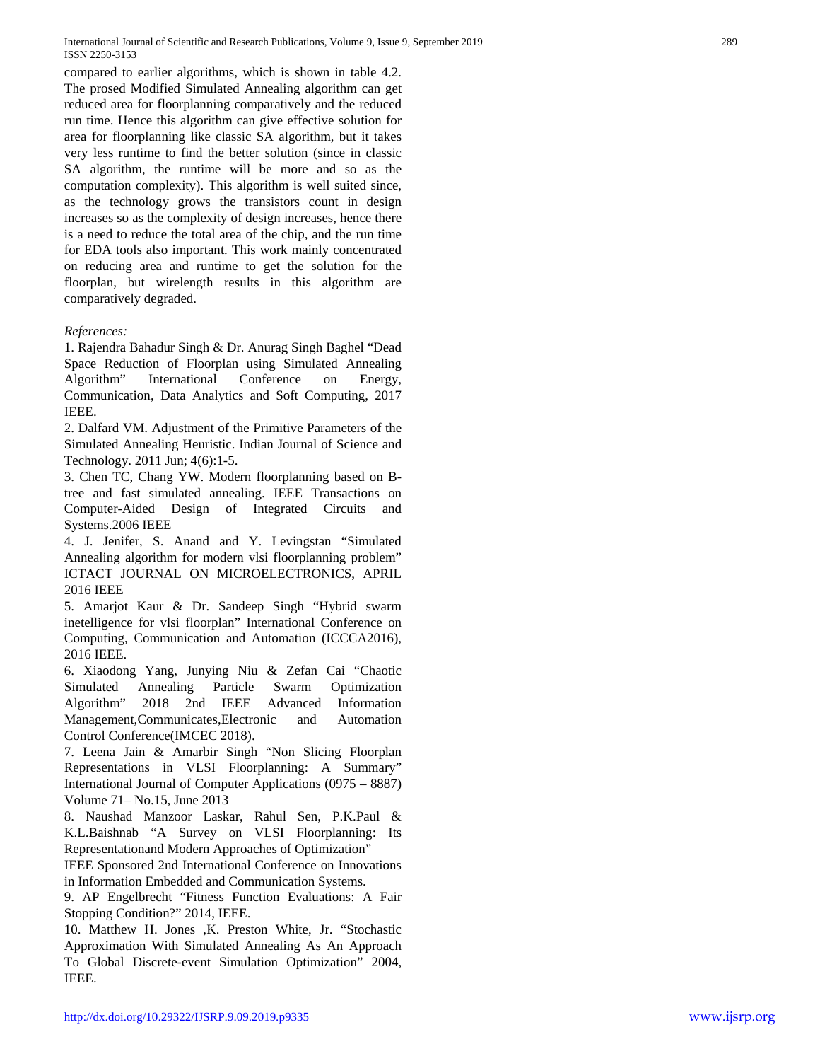compared to earlier algorithms, which is shown in table 4.2. The prosed Modified Simulated Annealing algorithm can get reduced area for floorplanning comparatively and the reduced run time. Hence this algorithm can give effective solution for area for floorplanning like classic SA algorithm, but it takes very less runtime to find the better solution (since in classic SA algorithm, the runtime will be more and so as the computation complexity). This algorithm is well suited since, as the technology grows the transistors count in design increases so as the complexity of design increases, hence there is a need to reduce the total area of the chip, and the run time for EDA tools also important. This work mainly concentrated on reducing area and runtime to get the solution for the floorplan, but wirelength results in this algorithm are comparatively degraded.

*References:*

1. Rajendra Bahadur Singh & Dr. Anurag Singh Baghel "Dead Space Reduction of Floorplan using Simulated Annealing Algorithm" International Conference on Energy, Communication, Data Analytics and Soft Computing, 2017 IEEE.
2. Dalfard VM. Adjustment of the Primitive Parameters of the Simulated Annealing Heuristic. Indian Journal of Science and Technology. 2011 Jun; 4(6):1-5.
3. Chen TC, Chang YW. Modern floorplanning based on B-tree and fast simulated annealing. IEEE Transactions on Computer-Aided Design of Integrated Circuits and Systems.2006 IEEE
4. J. Jenifer, S. Anand and Y. Levingstan "Simulated Annealing algorithm for modern vlsi floorplanning problem" ICTACT JOURNAL ON MICROELECTRONICS, APRIL 2016 IEEE
5. Amarjot Kaur & Dr. Sandeep Singh "Hybrid swarm inetelligence for vlsi floorplan" International Conference on Computing, Communication and Automation (ICCCA2016), 2016 IEEE.
6. Xiaodong Yang, Junying Niu & Zefan Cai "Chaotic Simulated Annealing Particle Swarm Optimization Algorithm" 2018 2nd IEEE Advanced Information Management,Communicates,Electronic and Automation Control Conference(IMCEC 2018).
7. Leena Jain & Amarbir Singh "Non Slicing Floorplan Representations in VLSI Floorplanning: A Summary" International Journal of Computer Applications (0975 – 8887) Volume 71– No.15, June 2013
8. Naushad Manzoor Laskar, Rahul Sen, P.K.Paul & K.L.Baishnab "A Survey on VLSI Floorplanning: Its Representationand Modern Approaches of Optimization" IEEE Sponsored 2nd International Conference on Innovations in Information Embedded and Communication Systems.
9. AP Engelbrecht "Fitness Function Evaluations: A Fair Stopping Condition?" 2014, IEEE.
10. Matthew H. Jones ,K. Preston White, Jr. "Stochastic Approximation With Simulated Annealing As An Approach To Global Discrete-event Simulation Optimization" 2004, IEEE.